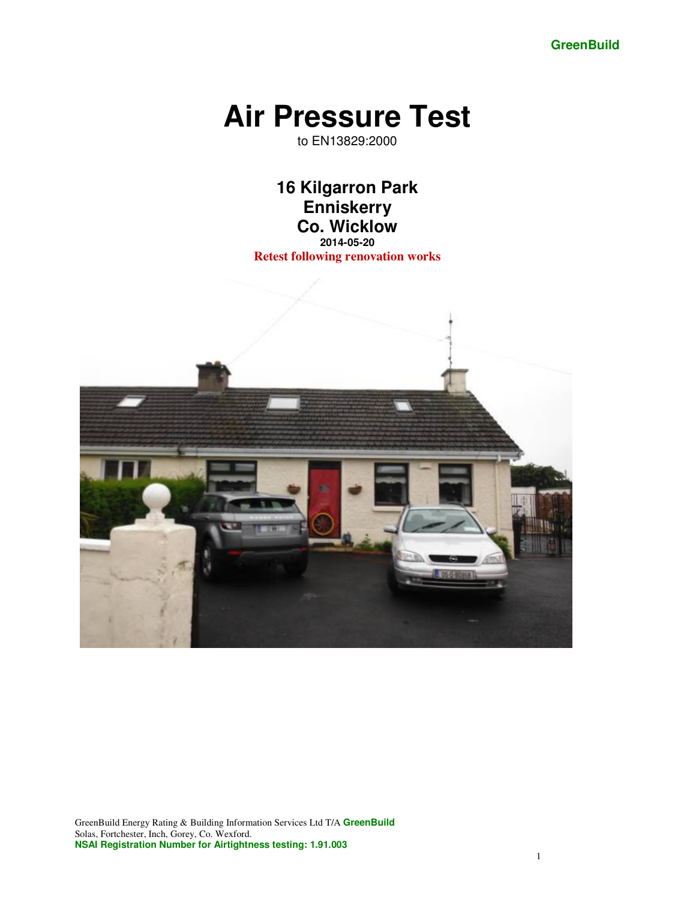# Air Pressure Test

to EN13829:2000

## 16 Kilgarron Park
## Enniskerry
## Co. Wicklow

**2014-05-20**

**Retest following renovation works**

GreenBuild Energy Rating & Building Information Services Ltd T/A **GreenBuild**
Solas, Fortchester, Inch, Gorey, Co. Wexford.
**NSAI Registration Number for Airtightness testing: 1.91.003**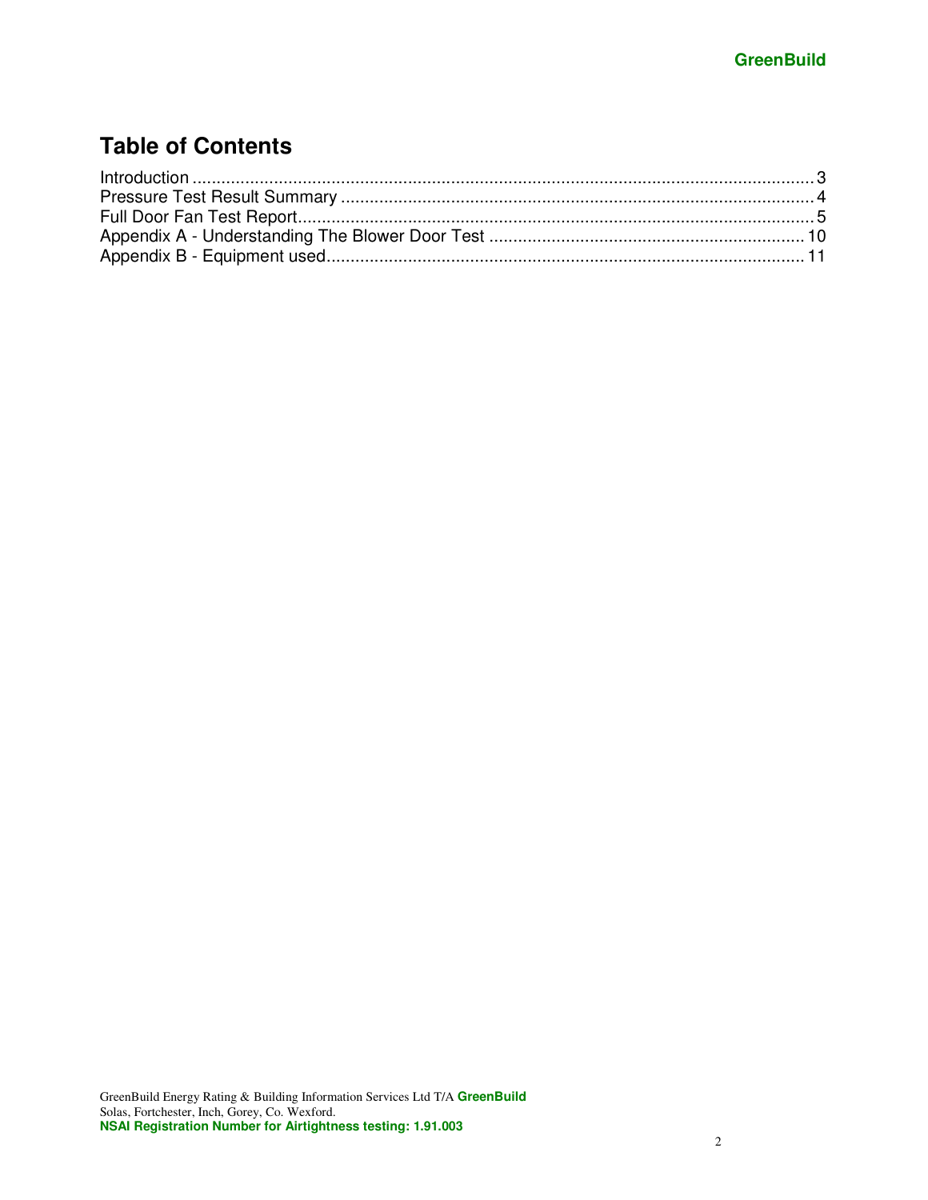# Table of Contents

Introduction ........................................................................................................................ 3
Pressure Test Result Summary ........................................................................................ 4
Full Door Fan Test Report................................................................................................ 5
Appendix A - Understanding The Blower Door Test ....................................................... 10
Appendix B - Equipment used......................................................................................... 11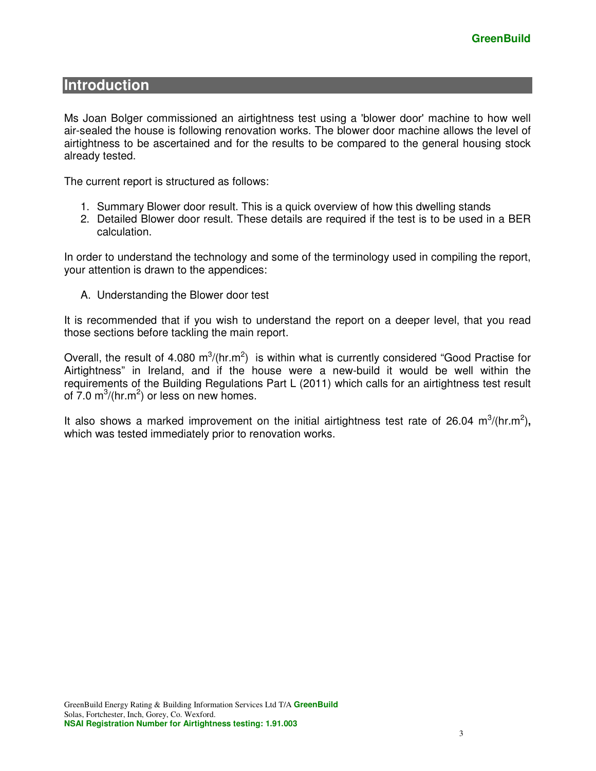# Introduction

Ms Joan Bolger commissioned an airtightness test using a 'blower door' machine to how well air-sealed the house is following renovation works. The blower door machine allows the level of airtightness to be ascertained and for the results to be compared to the general housing stock already tested.

The current report is structured as follows:

1. Summary Blower door result. This is a quick overview of how this dwelling stands
2. Detailed Blower door result. These details are required if the test is to be used in a BER calculation.

In order to understand the technology and some of the terminology used in compiling the report, your attention is drawn to the appendices:

A. Understanding the Blower door test

It is recommended that if you wish to understand the report on a deeper level, that you read those sections before tackling the main report.

Overall, the result of 4.080 $m^3/(hr.m^2)$ is within what is currently considered "Good Practise for Airtightness" in Ireland, and if the house were a new-build it would be well within the requirements of the Building Regulations Part L (2011) which calls for an airtightness test result of 7.0 $m^3/(hr.m^2)$ or less on new homes.

It also shows a marked improvement on the initial airtightness test rate of 26.04 $m^3/(hr.m^2)$**,** which was tested immediately prior to renovation works.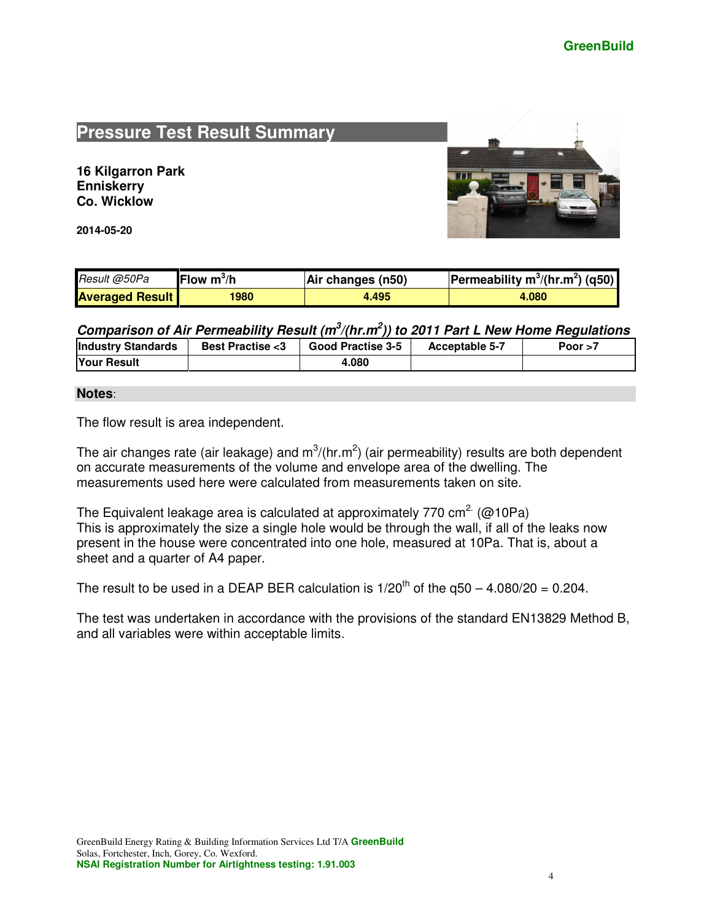## Pressure Test Result Summary

**16 Kilgarron Park**
**Enniskerry**
**Co. Wicklow**

**2014-05-20**

| *Result @50Pa* | **Flow $m^3$/h** | **Air changes (n50)** | **Permeability $m^3/(hr.m^2)$ (q50)** |
|---|---|---|---|
| **Averaged Result** | **1980** | **4.495** | **4.080** |

***Comparison of Air Permeability Result ($m^3/(hr.m^2)$) to 2011 Part L New Home Regulations***

| **Industry Standards** | **Best Practise <3** | **Good Practise 3-5** | **Acceptable 5-7** | **Poor >7** |
|---|---|---|---|---|
| **Your Result** | | **4.080** | | |

**Notes**:

The flow result is area independent.

The air changes rate (air leakage) and $m^3/(hr.m^2)$ (air permeability) results are both dependent on accurate measurements of the volume and envelope area of the dwelling. The measurements used here were calculated from measurements taken on site.

The Equivalent leakage area is calculated at approximately 770 $cm^2$. (@10Pa)
This is approximately the size a single hole would be through the wall, if all of the leaks now present in the house were concentrated into one hole, measured at 10Pa. That is, about a sheet and a quarter of A4 paper.

The result to be used in a DEAP BER calculation is $1/20^{th}$ of the q50 – 4.080/20 = 0.204.

The test was undertaken in accordance with the provisions of the standard EN13829 Method B, and all variables were within acceptable limits.

GreenBuild Energy Rating & Building Information Services Ltd T/A **GreenBuild**
Solas, Fortchester, Inch, Gorey, Co. Wexford.
**NSAI Registration Number for Airtightness testing: 1.91.003**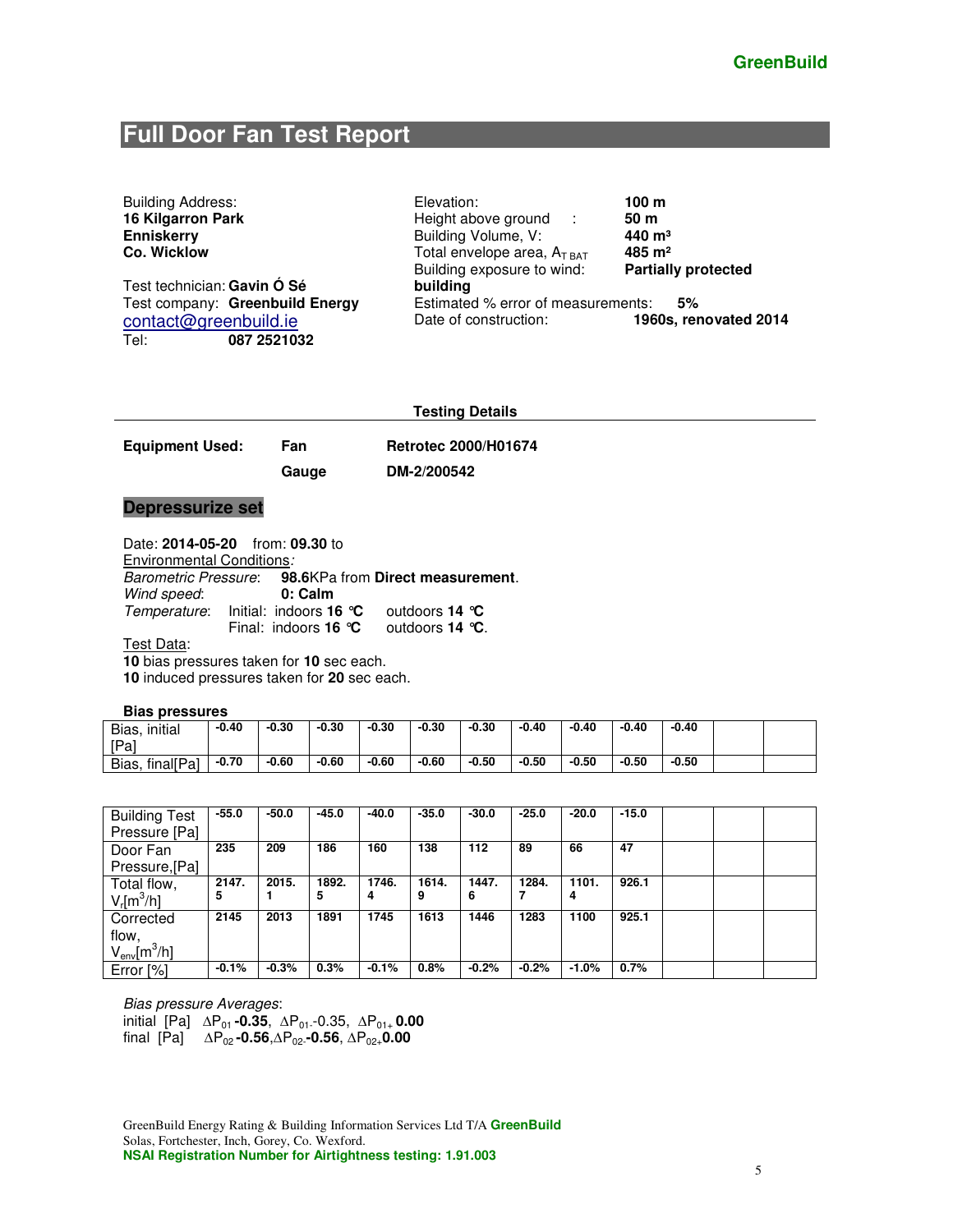# Full Door Fan Test Report

Building Address:
**16 Kilgarron Park**
**Enniskerry**
**Co. Wicklow**

Test technician: **Gavin Ó Sé**
Test company: **Greenbuild Energy**
contact@greenbuild.ie
Tel: **087 2521032**

Elevation: **100 m**
Height above ground : **50 m**
Building Volume, V: **440 m³**
Total envelope area, $A_{T\ BAT}$ **485 m²**
Building exposure to wind: **Partially protected building**
Estimated % error of measurements: **5%**
Date of construction: **1960s, renovated 2014**

**Testing Details**

| **Equipment Used:** | **Fan** | **Retrotec 2000/H01674** |
|---|---|---|
| | **Gauge** | **DM-2/200542** |

## Depressurize set

Date: **2014-05-20** from: **09.30** to
Environmental Conditions:
*Barometric Pressure*: **98.6**KPa from **Direct measurement**.
*Wind speed*: **0: Calm**
*Temperature*: Initial: indoors **16 °C** outdoors **14 °C**
Final: indoors **16 °C** outdoors **14 °C**.
Test Data:
**10** bias pressures taken for **10** sec each.
**10** induced pressures taken for **20** sec each.

**Bias pressures**

| Bias, initial [Pa] | -0.40 | -0.30 | -0.30 | -0.30 | -0.30 | -0.30 | -0.40 | -0.40 | -0.40 | -0.40 | | |
|---|---|---|---|---|---|---|---|---|---|---|---|---|
| Bias, final[Pa] | -0.70 | -0.60 | -0.60 | -0.60 | -0.60 | -0.50 | -0.50 | -0.50 | -0.50 | -0.50 | | |

| Building Test Pressure [Pa] | -55.0 | -50.0 | -45.0 | -40.0 | -35.0 | -30.0 | -25.0 | -20.0 | -15.0 | | | |
|---|---|---|---|---|---|---|---|---|---|---|---|---|
| Door Fan Pressure,[Pa] | 235 | 209 | 186 | 160 | 138 | 112 | 89 | 66 | 47 | | | |
| Total flow, $V_r$[m³/h] | 2147.5 | 2015.1 | 1892.5 | 1746.4 | 1614.9 | 1447.6 | 1284.7 | 1101.4 | 926.1 | | | |
| Corrected flow, $V_{env}$[m³/h] | 2145 | 2013 | 1891 | 1745 | 1613 | 1446 | 1283 | 1100 | 925.1 | | | |
| Error [%] | -0.1% | -0.3% | 0.3% | -0.1% | 0.8% | -0.2% | -0.2% | -1.0% | 0.7% | | | |

*Bias pressure Averages*:
initial [Pa] $\Delta P_{01}$ **-0.35**, $\Delta P_{01-}$ -0.35, $\Delta P_{01+}$ **0.00**
final [Pa] $\Delta P_{02}$ **-0.56**, $\Delta P_{02-}$ **-0.56**, $\Delta P_{02+}$ **0.00**

GreenBuild Energy Rating & Building Information Services Ltd T/A **GreenBuild**
Solas, Fortchester, Inch, Gorey, Co. Wexford.
**NSAI Registration Number for Airtightness testing: 1.91.003**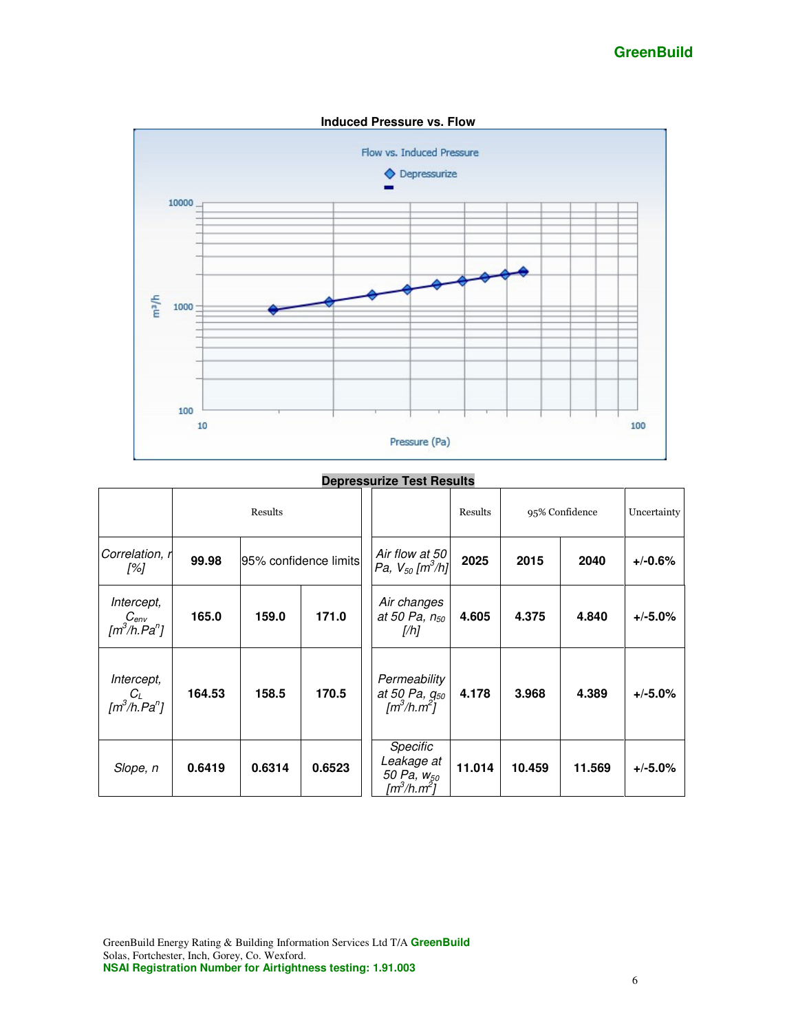**Induced Pressure vs. Flow**

**Depressurize Test Results**

| | Results | 95% confidence limits | | | Results | 95% Confidence | | Uncertainty |
|---|---|---|---|---|---|---|---|---|
| *Correlation, r [%]* | **99.98** | | | *Air flow at 50 Pa, $V_{50}$ [$m^3/h$]* | **2025** | **2015** | **2040** | **+/-0.6%** |
| *Intercept, $C_{env}$ [$m^3/h.Pa^n$]* | **165.0** | **159.0** | **171.0** | *Air changes at 50 Pa, $n_{50}$ [/h]* | **4.605** | **4.375** | **4.840** | **+/-5.0%** |
| *Intercept, $C_L$ [$m^3/h.Pa^n$]* | **164.53** | **158.5** | **170.5** | *Permeability at 50 Pa, $q_{50}$ [$m^3/h.m^2$]* | **4.178** | **3.968** | **4.389** | **+/-5.0%** |
| *Slope, n* | **0.6419** | **0.6314** | **0.6523** | *Specific Leakage at 50 Pa, $w_{50}$ [$m^3/h.m^2$]* | **11.014** | **10.459** | **11.569** | **+/-5.0%** |

GreenBuild Energy Rating & Building Information Services Ltd T/A **GreenBuild**
Solas, Fortchester, Inch, Gorey, Co. Wexford.
**NSAI Registration Number for Airtightness testing: 1.91.003**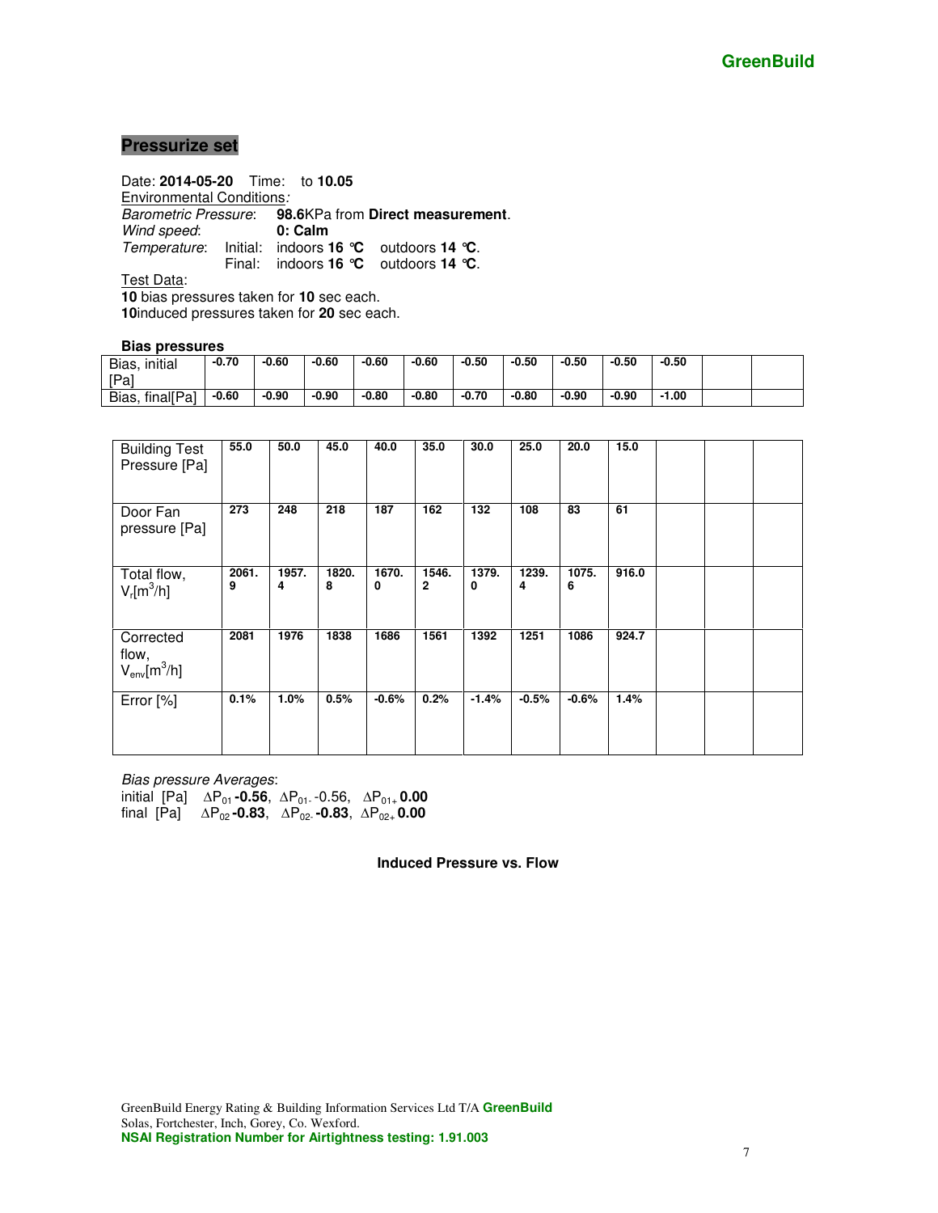## Pressurize set

Date: **2014-05-20** Time: to **10.05**

Environmental Conditions*:*

*Barometric Pressure*: **98.6**KPa from **Direct measurement**.

*Wind speed*: **0: Calm**

*Temperature*: Initial: indoors **16 °C** outdoors **14 °C**.

Final: indoors **16 °C** outdoors **14 °C**.

Test Data:

**10** bias pressures taken for **10** sec each.

**10**induced pressures taken for **20** sec each.

**Bias pressures**

| | | | | | | | | | | | |
|---|---|---|---|---|---|---|---|---|---|---|---|
| Bias, initial [Pa] | -0.70 | -0.60 | -0.60 | -0.60 | -0.60 | -0.50 | -0.50 | -0.50 | -0.50 | -0.50 | | |
| Bias, final[Pa] | -0.60 | -0.90 | -0.90 | -0.80 | -0.80 | -0.70 | -0.80 | -0.90 | -0.90 | -1.00 | | |

| | | | | | | | | | | | | |
|---|---|---|---|---|---|---|---|---|---|---|---|---|
| Building Test Pressure [Pa] | 55.0 | 50.0 | 45.0 | 40.0 | 35.0 | 30.0 | 25.0 | 20.0 | 15.0 | | | |
| Door Fan pressure [Pa] | 273 | 248 | 218 | 187 | 162 | 132 | 108 | 83 | 61 | | | |
| Total flow, $V_r$[$m^3$/h] | 2061.9 | 1957.4 | 1820.8 | 1670.0 | 1546.2 | 1379.0 | 1239.4 | 1075.6 | 916.0 | | | |
| Corrected flow, $V_{env}$[$m^3$/h] | 2081 | 1976 | 1838 | 1686 | 1561 | 1392 | 1251 | 1086 | 924.7 | | | |
| Error [%] | 0.1% | 1.0% | 0.5% | -0.6% | 0.2% | -1.4% | -0.5% | -0.6% | 1.4% | | | |

*Bias pressure Averages*:

initial [Pa] $\Delta P_{01}$ **-0.56**, $\Delta P_{01-}$ -0.56, $\Delta P_{01+}$ **0.00**

final [Pa] $\Delta P_{02}$ **-0.83**, $\Delta P_{02-}$ **-0.83**, $\Delta P_{02+}$ **0.00**

**Induced Pressure vs. Flow**

GreenBuild Energy Rating & Building Information Services Ltd T/A **GreenBuild**
Solas, Fortchester, Inch, Gorey, Co. Wexford.
**NSAI Registration Number for Airtightness testing: 1.91.003**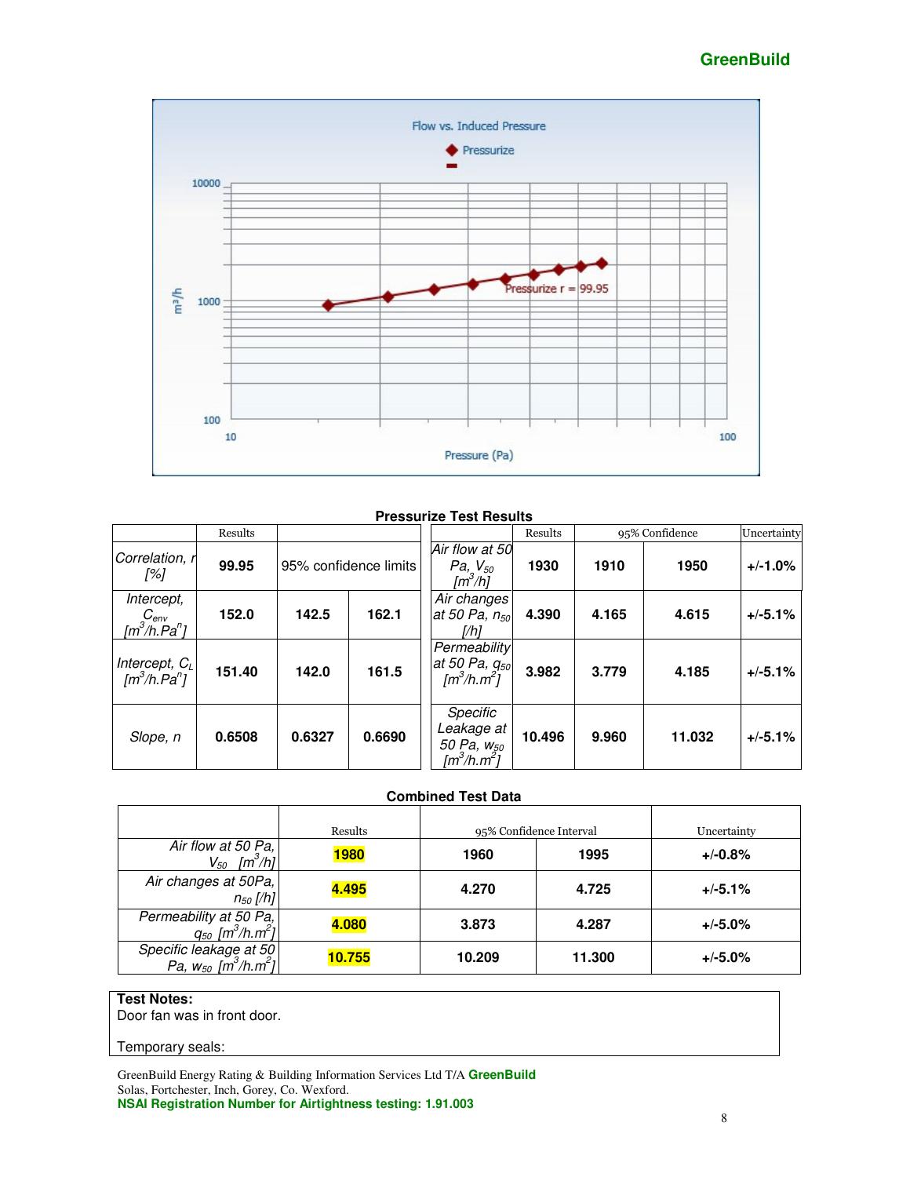Flow vs. Induced Pressure

Pressurize

Pressurize r = 99.95

m³/h

Pressure (Pa)

**Pressurize Test Results**

| | Results | 95% confidence limits | | Air flow at 50 Pa, $V_{50}$ [$m^3/h$] | 1930 | 1910 | 1950 | +/-1.0% |
|---|---|---|---|---|---|---|---|---|
| Correlation, r [%] | 99.95 | | | | **Results** | **95% Confidence** | | **Uncertainty** |
| Intercept, $C_{env}$ [$m^3/h.Pa^n$] | 152.0 | 142.5 | 162.1 | Air changes at 50 Pa, $n_{50}$ [/h] | 4.390 | 4.165 | 4.615 | +/-5.1% |
| Intercept, $C_L$ [$m^3/h.Pa^n$] | 151.40 | 142.0 | 161.5 | Permeability at 50 Pa, $q_{50}$ [$m^3/h.m^2$] | 3.982 | 3.779 | 4.185 | +/-5.1% |
| Slope, n | 0.6508 | 0.6327 | 0.6690 | Specific Leakage at 50 Pa, $w_{50}$ [$m^3/h.m^2$] | 10.496 | 9.960 | 11.032 | +/-5.1% |

**Combined Test Data**

| | Results | 95% Confidence Interval | | Uncertainty |
|---|---|---|---|---|
| Air flow at 50 Pa, $V_{50}$ [$m^3/h$] | 1980 | 1960 | 1995 | +/-0.8% |
| Air changes at 50Pa, $n_{50}$ [/h] | 4.495 | 4.270 | 4.725 | +/-5.1% |
| Permeability at 50 Pa, $q_{50}$ [$m^3/h.m^2$] | 4.080 | 3.873 | 4.287 | +/-5.0% |
| Specific leakage at 50 Pa, $w_{50}$ [$m^3/h.m^2$] | 10.755 | 10.209 | 11.300 | +/-5.0% |

**Test Notes:**
Door fan was in front door.

Temporary seals:

GreenBuild Energy Rating & Building Information Services Ltd T/A **GreenBuild**
Solas, Fortchester, Inch, Gorey, Co. Wexford.
**NSAI Registration Number for Airtightness testing: 1.91.003**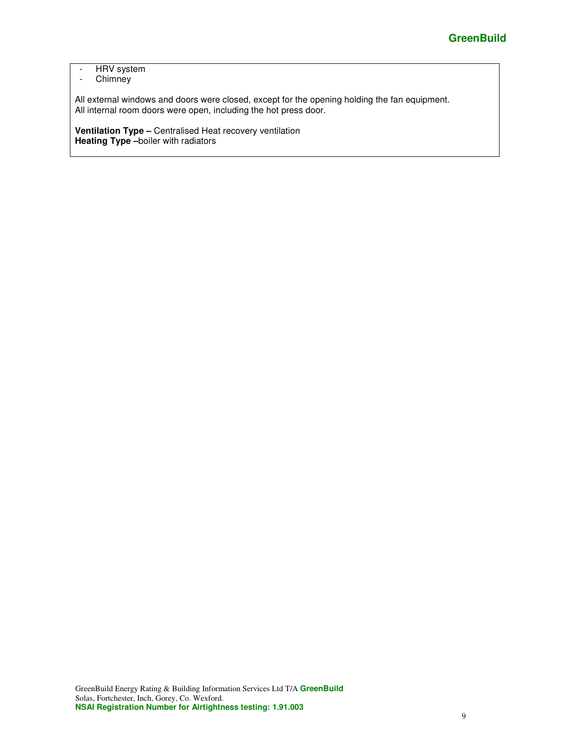- HRV system
- Chimney

All external windows and doors were closed, except for the opening holding the fan equipment.
All internal room doors were open, including the hot press door.

**Ventilation Type –** Centralised Heat recovery ventilation
**Heating Type –**boiler with radiators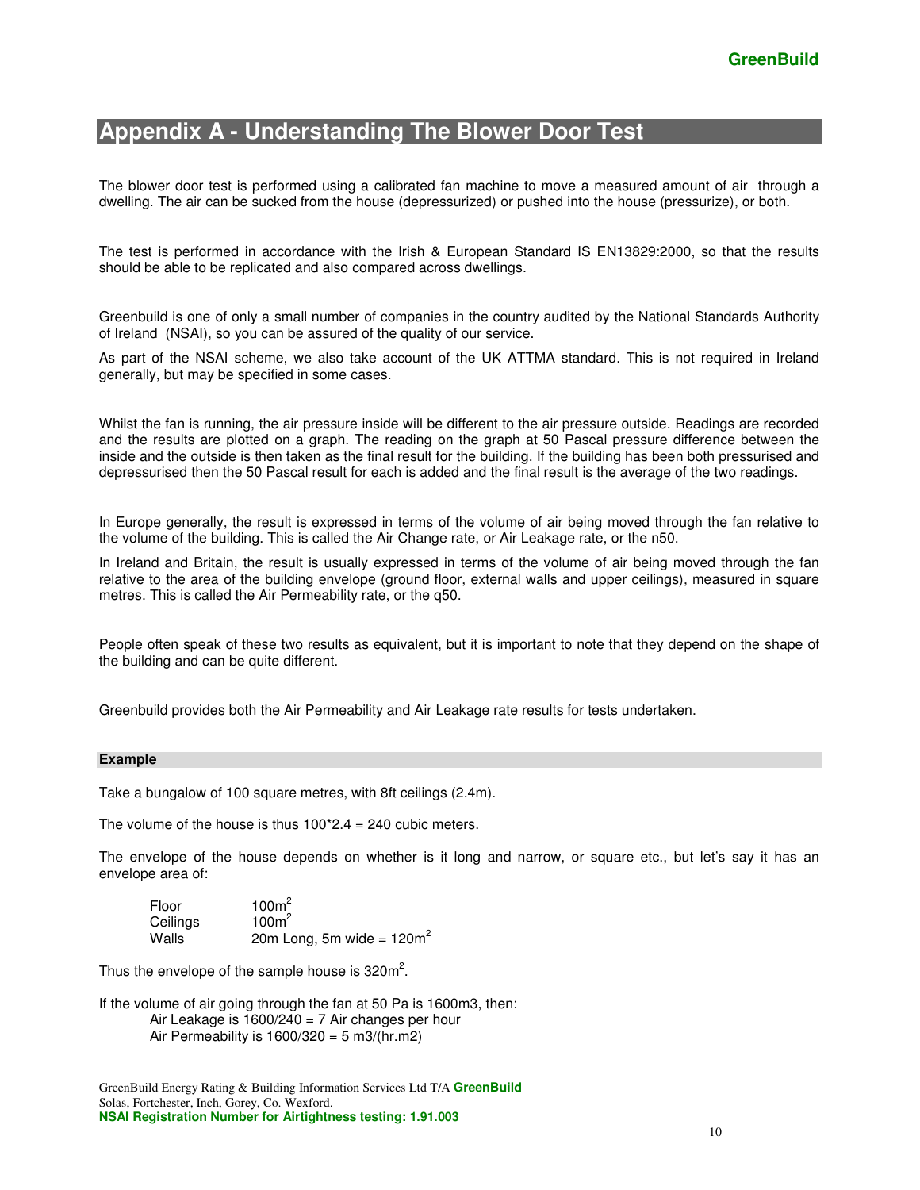# Appendix A - Understanding The Blower Door Test

The blower door test is performed using a calibrated fan machine to move a measured amount of air through a dwelling. The air can be sucked from the house (depressurized) or pushed into the house (pressurize), or both.

The test is performed in accordance with the Irish & European Standard IS EN13829:2000, so that the results should be able to be replicated and also compared across dwellings.

Greenbuild is one of only a small number of companies in the country audited by the National Standards Authority of Ireland (NSAI), so you can be assured of the quality of our service.

As part of the NSAI scheme, we also take account of the UK ATTMA standard. This is not required in Ireland generally, but may be specified in some cases.

Whilst the fan is running, the air pressure inside will be different to the air pressure outside. Readings are recorded and the results are plotted on a graph. The reading on the graph at 50 Pascal pressure difference between the inside and the outside is then taken as the final result for the building. If the building has been both pressurised and depressurised then the 50 Pascal result for each is added and the final result is the average of the two readings.

In Europe generally, the result is expressed in terms of the volume of air being moved through the fan relative to the volume of the building. This is called the Air Change rate, or Air Leakage rate, or the n50.

In Ireland and Britain, the result is usually expressed in terms of the volume of air being moved through the fan relative to the area of the building envelope (ground floor, external walls and upper ceilings), measured in square metres. This is called the Air Permeability rate, or the q50.

People often speak of these two results as equivalent, but it is important to note that they depend on the shape of the building and can be quite different.

Greenbuild provides both the Air Permeability and Air Leakage rate results for tests undertaken.

### Example

Take a bungalow of 100 square metres, with 8ft ceilings (2.4m).

The volume of the house is thus 100*2.4 = 240 cubic meters.

The envelope of the house depends on whether is it long and narrow, or square etc., but let's say it has an envelope area of:

| | |
|---|---|
| Floor | 100m$^2$ |
| Ceilings | 100m$^2$ |
| Walls | 20m Long, 5m wide = 120m$^2$ |

Thus the envelope of the sample house is 320m$^2$.

If the volume of air going through the fan at 50 Pa is 1600m3, then:

Air Leakage is 1600/240 = 7 Air changes per hour

Air Permeability is 1600/320 = 5 m3/(hr.m2)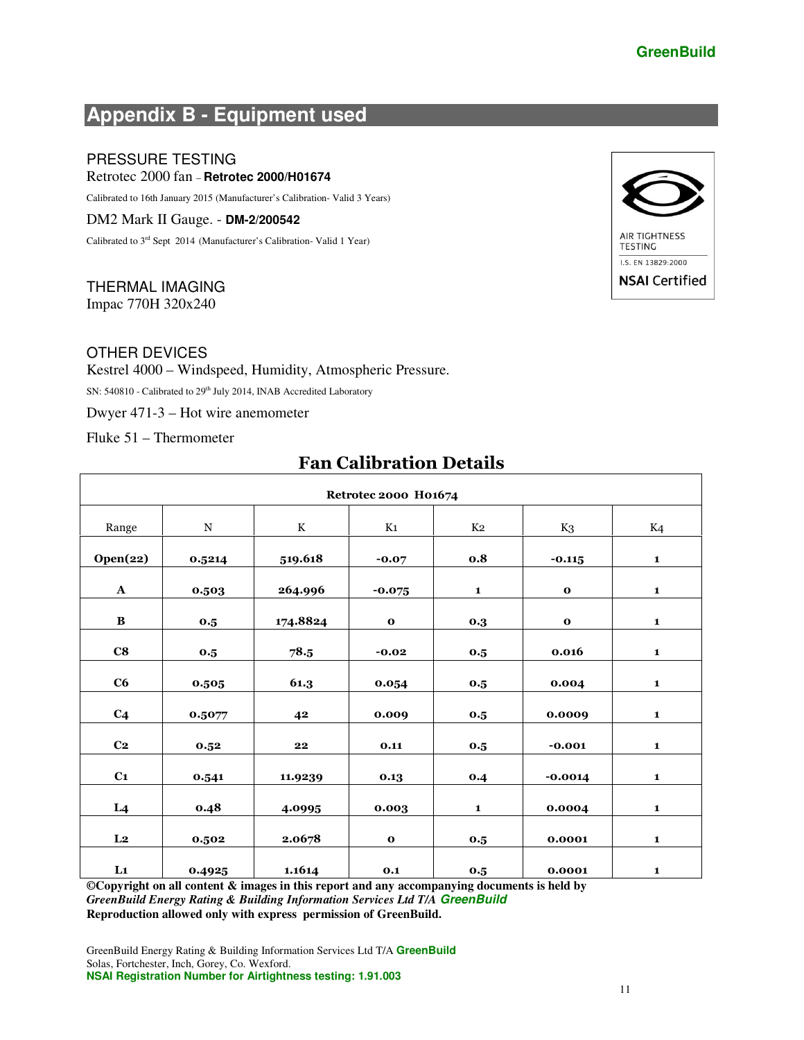# Appendix B - Equipment used

PRESSURE TESTING

Retrotec 2000 fan – **Retrotec 2000/H01674**

Calibrated to 16th January 2015 (Manufacturer's Calibration- Valid 3 Years)

DM2 Mark II Gauge. - **DM-2/200542**

Calibrated to 3rd Sept 2014 (Manufacturer's Calibration- Valid 1 Year)

AIR TIGHTNESS TESTING

I.S. EN 13829:2000

**NSAI** Certified

THERMAL IMAGING

Impac 770H 320x240

OTHER DEVICES

Kestrel 4000 – Windspeed, Humidity, Atmospheric Pressure.

SN: 540810 - Calibrated to 29th July 2014, INAB Accredited Laboratory

Dwyer 471-3 – Hot wire anemometer

Fluke 51 – Thermometer

## Fan Calibration Details

| **Retrotec 2000 H01674** | | | | | | |
|---|---|---|---|---|---|---|
| Range | N | K | K1 | K2 | K3 | K4 |
| **Open(22)** | **0.5214** | **519.618** | **-0.07** | **0.8** | **-0.115** | **1** |
| **A** | **0.503** | **264.996** | **-0.075** | **1** | **0** | **1** |
| **B** | **0.5** | **174.8824** | **0** | **0.3** | **0** | **1** |
| **C8** | **0.5** | **78.5** | **-0.02** | **0.5** | **0.016** | **1** |
| **C6** | **0.505** | **61.3** | **0.054** | **0.5** | **0.004** | **1** |
| **C4** | **0.5077** | **42** | **0.009** | **0.5** | **0.0009** | **1** |
| **C2** | **0.52** | **22** | **0.11** | **0.5** | **-0.001** | **1** |
| **C1** | **0.541** | **11.9239** | **0.13** | **0.4** | **-0.0014** | **1** |
| **L4** | **0.48** | **4.0995** | **0.003** | **1** | **0.0004** | **1** |
| **L2** | **0.502** | **2.0678** | **0** | **0.5** | **0.0001** | **1** |
| **L1** | **0.4925** | **1.1614** | **0.1** | **0.5** | **0.0001** | **1** |

**©Copyright on all content & images in this report and any accompanying documents is held by *GreenBuild Energy Rating & Building Information Services Ltd T/A GreenBuild***
**Reproduction allowed only with express permission of GreenBuild.**

GreenBuild Energy Rating & Building Information Services Ltd T/A **GreenBuild**
Solas, Fortchester, Inch, Gorey, Co. Wexford.
**NSAI Registration Number for Airtightness testing: 1.91.003**